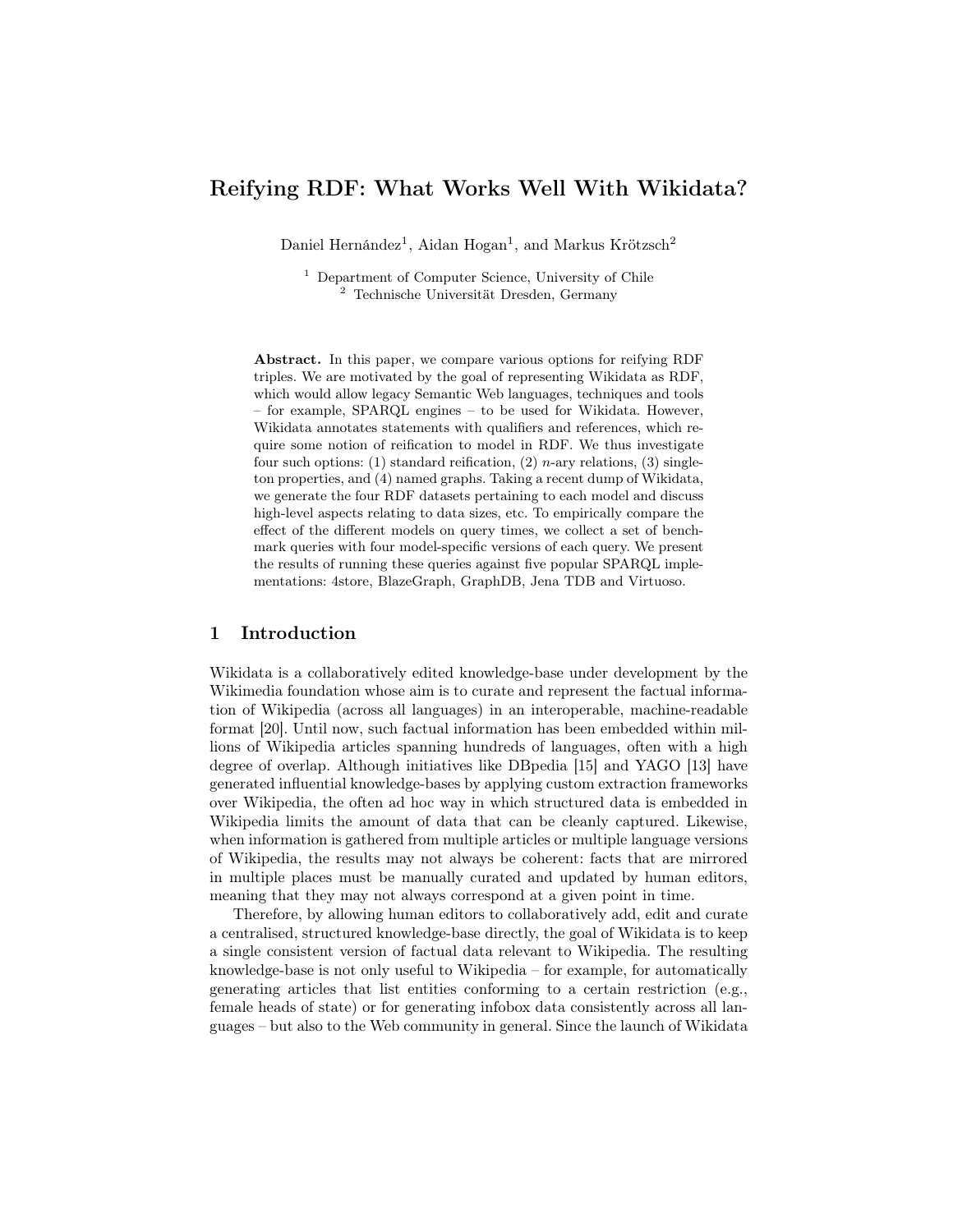# Reifying RDF: What Works Well With Wikidata?

Daniel Hernández[1], Aidan Hogan[1], and Markus Krötzsch[2]

[1] Department of Computer Science, University of Chile
[2] Technische Universität Dresden, Germany

**Abstract.** In this paper, we compare various options for reifying RDF triples. We are motivated by the goal of representing Wikidata as RDF, which would allow legacy Semantic Web languages, techniques and tools – for example, SPARQL engines – to be used for Wikidata. However, Wikidata annotates statements with qualifiers and references, which require some notion of reification to model in RDF. We thus investigate four such options: (1) standard reification, (2) *n*-ary relations, (3) singleton properties, and (4) named graphs. Taking a recent dump of Wikidata, we generate the four RDF datasets pertaining to each model and discuss high-level aspects relating to data sizes, etc. To empirically compare the effect of the different models on query times, we collect a set of benchmark queries with four model-specific versions of each query. We present the results of running these queries against five popular SPARQL implementations: 4store, BlazeGraph, GraphDB, Jena TDB and Virtuoso.

## 1 Introduction

Wikidata is a collaboratively edited knowledge-base under development by the Wikimedia foundation whose aim is to curate and represent the factual information of Wikipedia (across all languages) in an interoperable, machine-readable format [20]. Until now, such factual information has been embedded within millions of Wikipedia articles spanning hundreds of languages, often with a high degree of overlap. Although initiatives like DBpedia [15] and YAGO [13] have generated influential knowledge-bases by applying custom extraction frameworks over Wikipedia, the often ad hoc way in which structured data is embedded in Wikipedia limits the amount of data that can be cleanly captured. Likewise, when information is gathered from multiple articles or multiple language versions of Wikipedia, the results may not always be coherent: facts that are mirrored in multiple places must be manually curated and updated by human editors, meaning that they may not always correspond at a given point in time.

Therefore, by allowing human editors to collaboratively add, edit and curate a centralised, structured knowledge-base directly, the goal of Wikidata is to keep a single consistent version of factual data relevant to Wikipedia. The resulting knowledge-base is not only useful to Wikipedia – for example, for automatically generating articles that list entities conforming to a certain restriction (e.g., female heads of state) or for generating infobox data consistently across all languages – but also to the Web community in general. Since the launch of Wikidata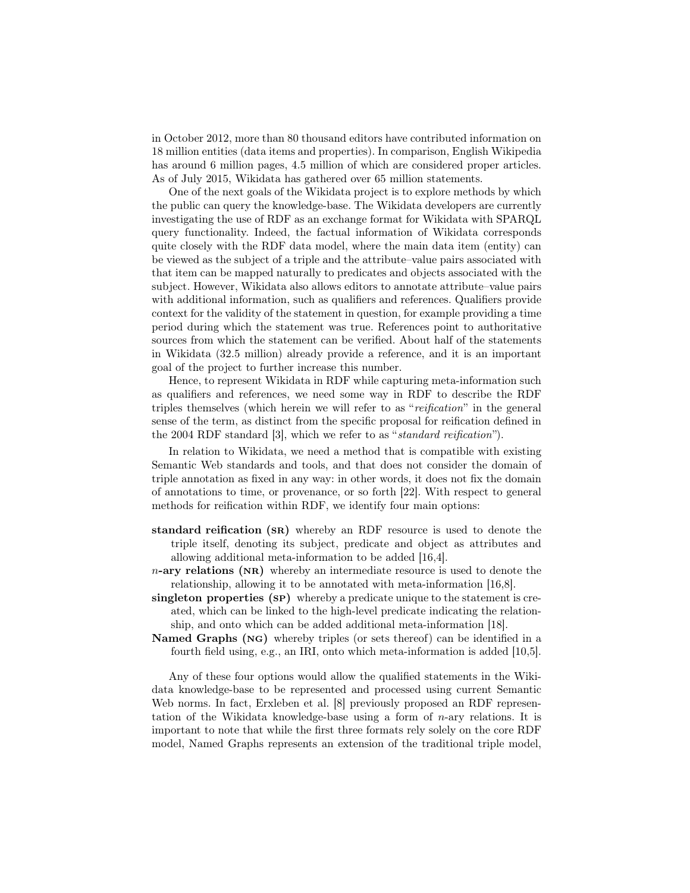in October 2012, more than 80 thousand editors have contributed information on 18 million entities (data items and properties). In comparison, English Wikipedia has around 6 million pages, 4.5 million of which are considered proper articles. As of July 2015, Wikidata has gathered over 65 million statements.

One of the next goals of the Wikidata project is to explore methods by which the public can query the knowledge-base. The Wikidata developers are currently investigating the use of RDF as an exchange format for Wikidata with SPARQL query functionality. Indeed, the factual information of Wikidata corresponds quite closely with the RDF data model, where the main data item (entity) can be viewed as the subject of a triple and the attribute–value pairs associated with that item can be mapped naturally to predicates and objects associated with the subject. However, Wikidata also allows editors to annotate attribute–value pairs with additional information, such as qualifiers and references. Qualifiers provide context for the validity of the statement in question, for example providing a time period during which the statement was true. References point to authoritative sources from which the statement can be verified. About half of the statements in Wikidata (32.5 million) already provide a reference, and it is an important goal of the project to further increase this number.

Hence, to represent Wikidata in RDF while capturing meta-information such as qualifiers and references, we need some way in RDF to describe the RDF triples themselves (which herein we will refer to as "*reification*" in the general sense of the term, as distinct from the specific proposal for reification defined in the 2004 RDF standard [3], which we refer to as "*standard reification*").

In relation to Wikidata, we need a method that is compatible with existing Semantic Web standards and tools, and that does not consider the domain of triple annotation as fixed in any way: in other words, it does not fix the domain of annotations to time, or provenance, or so forth [22]. With respect to general methods for reification within RDF, we identify four main options:

- **standard reification (SR)** whereby an RDF resource is used to denote the triple itself, denoting its subject, predicate and object as attributes and allowing additional meta-information to be added [16,4].
- ***n*-ary relations (NR)** whereby an intermediate resource is used to denote the relationship, allowing it to be annotated with meta-information [16,8].
- **singleton properties (SP)** whereby a predicate unique to the statement is created, which can be linked to the high-level predicate indicating the relationship, and onto which can be added additional meta-information [18].
- **Named Graphs (NG)** whereby triples (or sets thereof) can be identified in a fourth field using, e.g., an IRI, onto which meta-information is added [10,5].

Any of these four options would allow the qualified statements in the Wikidata knowledge-base to be represented and processed using current Semantic Web norms. In fact, Erxleben et al. [8] previously proposed an RDF representation of the Wikidata knowledge-base using a form of *n*-ary relations. It is important to note that while the first three formats rely solely on the core RDF model, Named Graphs represents an extension of the traditional triple model,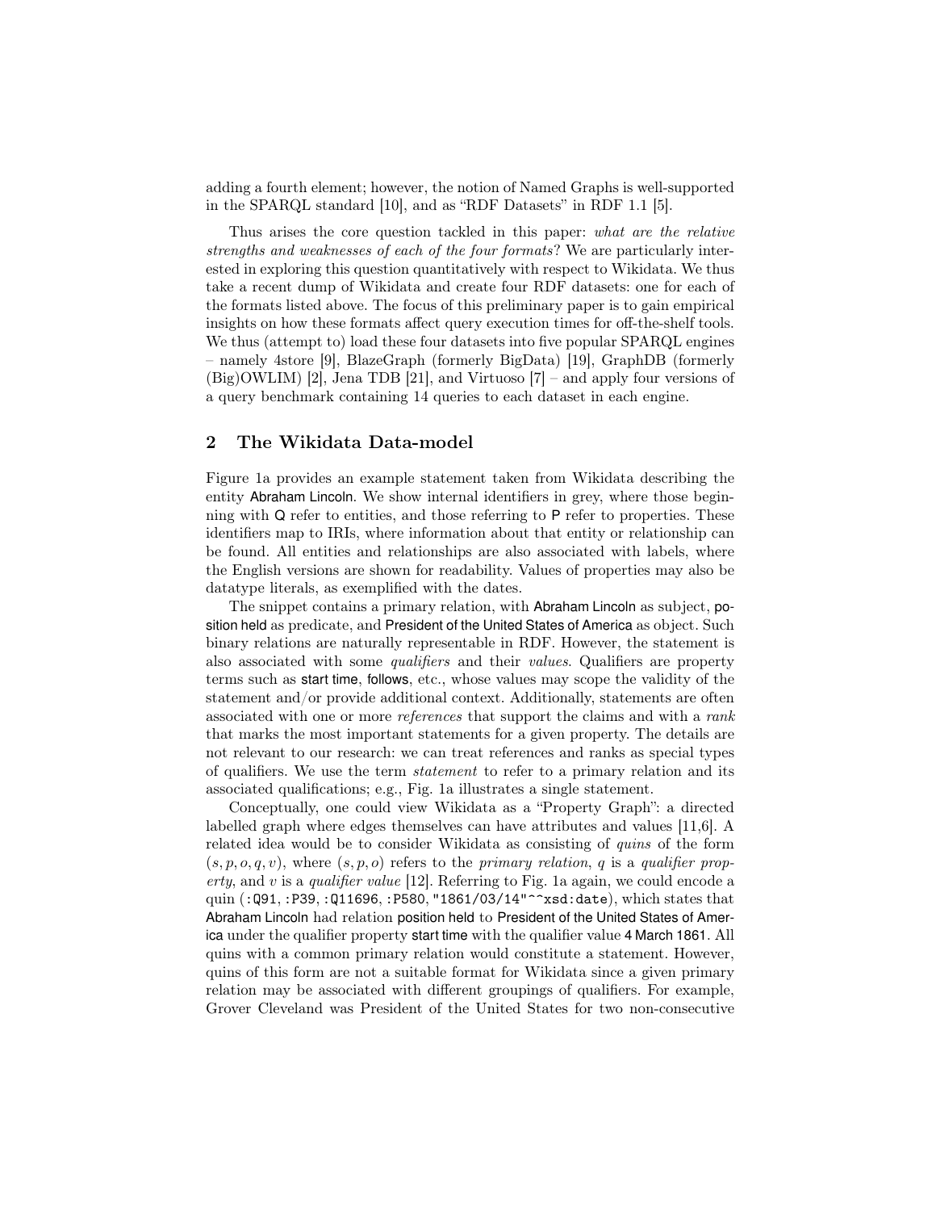adding a fourth element; however, the notion of Named Graphs is well-supported in the SPARQL standard [10], and as "RDF Datasets" in RDF 1.1 [5].

Thus arises the core question tackled in this paper: *what are the relative strengths and weaknesses of each of the four formats*? We are particularly interested in exploring this question quantitatively with respect to Wikidata. We thus take a recent dump of Wikidata and create four RDF datasets: one for each of the formats listed above. The focus of this preliminary paper is to gain empirical insights on how these formats affect query execution times for off-the-shelf tools. We thus (attempt to) load these four datasets into five popular SPARQL engines – namely 4store [9], BlazeGraph (formerly BigData) [19], GraphDB (formerly (Big)OWLIM) [2], Jena TDB [21], and Virtuoso [7] – and apply four versions of a query benchmark containing 14 queries to each dataset in each engine.

## 2 The Wikidata Data-model

Figure 1a provides an example statement taken from Wikidata describing the entity Abraham Lincoln. We show internal identifiers in grey, where those beginning with Q refer to entities, and those referring to P refer to properties. These identifiers map to IRIs, where information about that entity or relationship can be found. All entities and relationships are also associated with labels, where the English versions are shown for readability. Values of properties may also be datatype literals, as exemplified with the dates.

The snippet contains a primary relation, with Abraham Lincoln as subject, position held as predicate, and President of the United States of America as object. Such binary relations are naturally representable in RDF. However, the statement is also associated with some *qualifiers* and their *values*. Qualifiers are property terms such as start time, follows, etc., whose values may scope the validity of the statement and/or provide additional context. Additionally, statements are often associated with one or more *references* that support the claims and with a *rank* that marks the most important statements for a given property. The details are not relevant to our research: we can treat references and ranks as special types of qualifiers. We use the term *statement* to refer to a primary relation and its associated qualifications; e.g., Fig. 1a illustrates a single statement.

Conceptually, one could view Wikidata as a "Property Graph": a directed labelled graph where edges themselves can have attributes and values [11,6]. A related idea would be to consider Wikidata as consisting of *quins* of the form $(s, p, o, q, v)$, where $(s, p, o)$ refers to the *primary relation*, $q$ is a *qualifier property*, and $v$ is a *qualifier value* [12]. Referring to Fig. 1a again, we could encode a quin (`:Q91`, `:P39`, `:Q11696`, `:P580`, `"1861/03/14"^^xsd:date`), which states that Abraham Lincoln had relation position held to President of the United States of America under the qualifier property start time with the qualifier value 4 March 1861. All quins with a common primary relation would constitute a statement. However, quins of this form are not a suitable format for Wikidata since a given primary relation may be associated with different groupings of qualifiers. For example, Grover Cleveland was President of the United States for two non-consecutive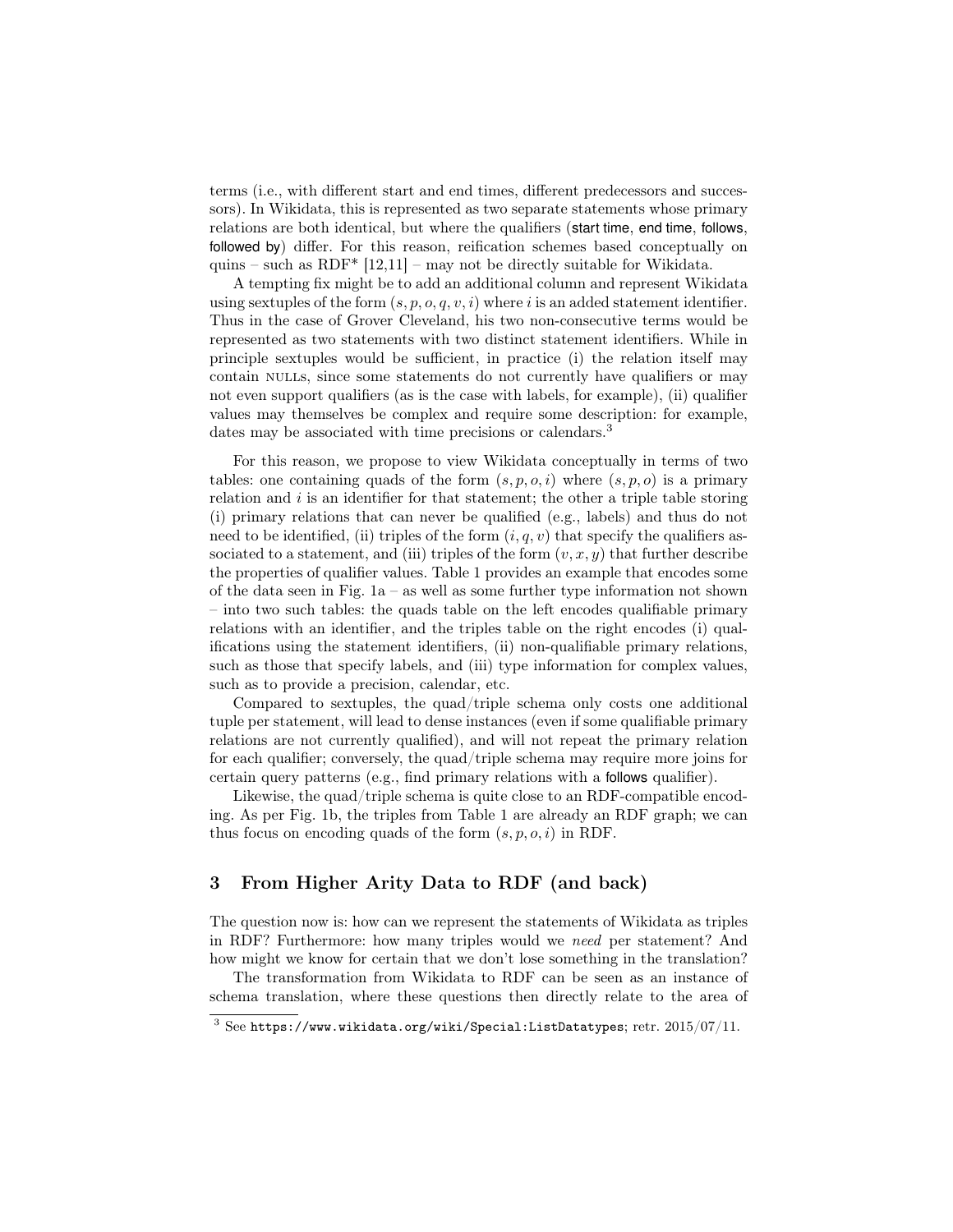terms (i.e., with different start and end times, different predecessors and successors). In Wikidata, this is represented as two separate statements whose primary relations are both identical, but where the qualifiers (start time, end time, follows, followed by) differ. For this reason, reification schemes based conceptually on quins – such as RDF* [12,11] – may not be directly suitable for Wikidata.

A tempting fix might be to add an additional column and represent Wikidata using sextuples of the form $(s, p, o, q, v, i)$ where $i$ is an added statement identifier. Thus in the case of Grover Cleveland, his two non-consecutive terms would be represented as two statements with two distinct statement identifiers. While in principle sextuples would be sufficient, in practice (i) the relation itself may contain NULLs, since some statements do not currently have qualifiers or may not even support qualifiers (as is the case with labels, for example), (ii) qualifier values may themselves be complex and require some description: for example, dates may be associated with time precisions or calendars.[3]

For this reason, we propose to view Wikidata conceptually in terms of two tables: one containing quads of the form $(s, p, o, i)$ where $(s, p, o)$ is a primary relation and $i$ is an identifier for that statement; the other a triple table storing (i) primary relations that can never be qualified (e.g., labels) and thus do not need to be identified, (ii) triples of the form $(i, q, v)$ that specify the qualifiers associated to a statement, and (iii) triples of the form $(v, x, y)$ that further describe the properties of qualifier values. Table 1 provides an example that encodes some of the data seen in Fig. 1a – as well as some further type information not shown – into two such tables: the quads table on the left encodes qualifiable primary relations with an identifier, and the triples table on the right encodes (i) qualifications using the statement identifiers, (ii) non-qualifiable primary relations, such as those that specify labels, and (iii) type information for complex values, such as to provide a precision, calendar, etc.

Compared to sextuples, the quad/triple schema only costs one additional tuple per statement, will lead to dense instances (even if some qualifiable primary relations are not currently qualified), and will not repeat the primary relation for each qualifier; conversely, the quad/triple schema may require more joins for certain query patterns (e.g., find primary relations with a follows qualifier).

Likewise, the quad/triple schema is quite close to an RDF-compatible encoding. As per Fig. 1b, the triples from Table 1 are already an RDF graph; we can thus focus on encoding quads of the form $(s, p, o, i)$ in RDF.

## 3 From Higher Arity Data to RDF (and back)

The question now is: how can we represent the statements of Wikidata as triples in RDF? Furthermore: how many triples would we *need* per statement? And how might we know for certain that we don't lose something in the translation?

The transformation from Wikidata to RDF can be seen as an instance of schema translation, where these questions then directly relate to the area of

[3] See https://www.wikidata.org/wiki/Special:ListDatatypes; retr. 2015/07/11.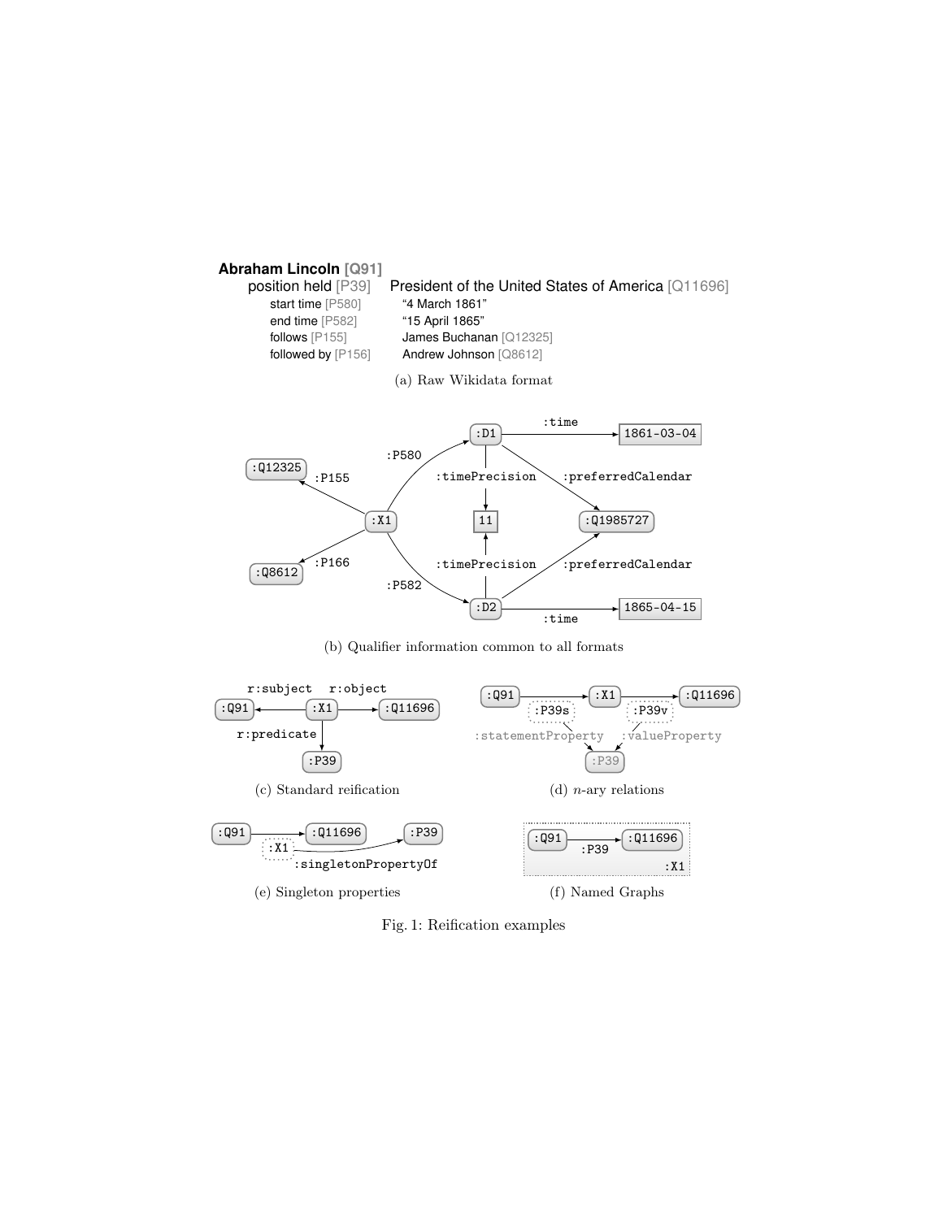**Abraham Lincoln** [Q91]

position held [P39] President of the United States of America [Q11696]

- start time [P580] "4 March 1861"
- end time [P582] "15 April 1865"
- follows [P155] James Buchanan [Q12325]
- followed by [P156] Andrew Johnson [Q8612]

(a) Raw Wikidata format

(b) Qualifier information common to all formats

(c) Standard reification

(d) *n*-ary relations

(e) Singleton properties

(f) Named Graphs

Fig. 1: Reification examples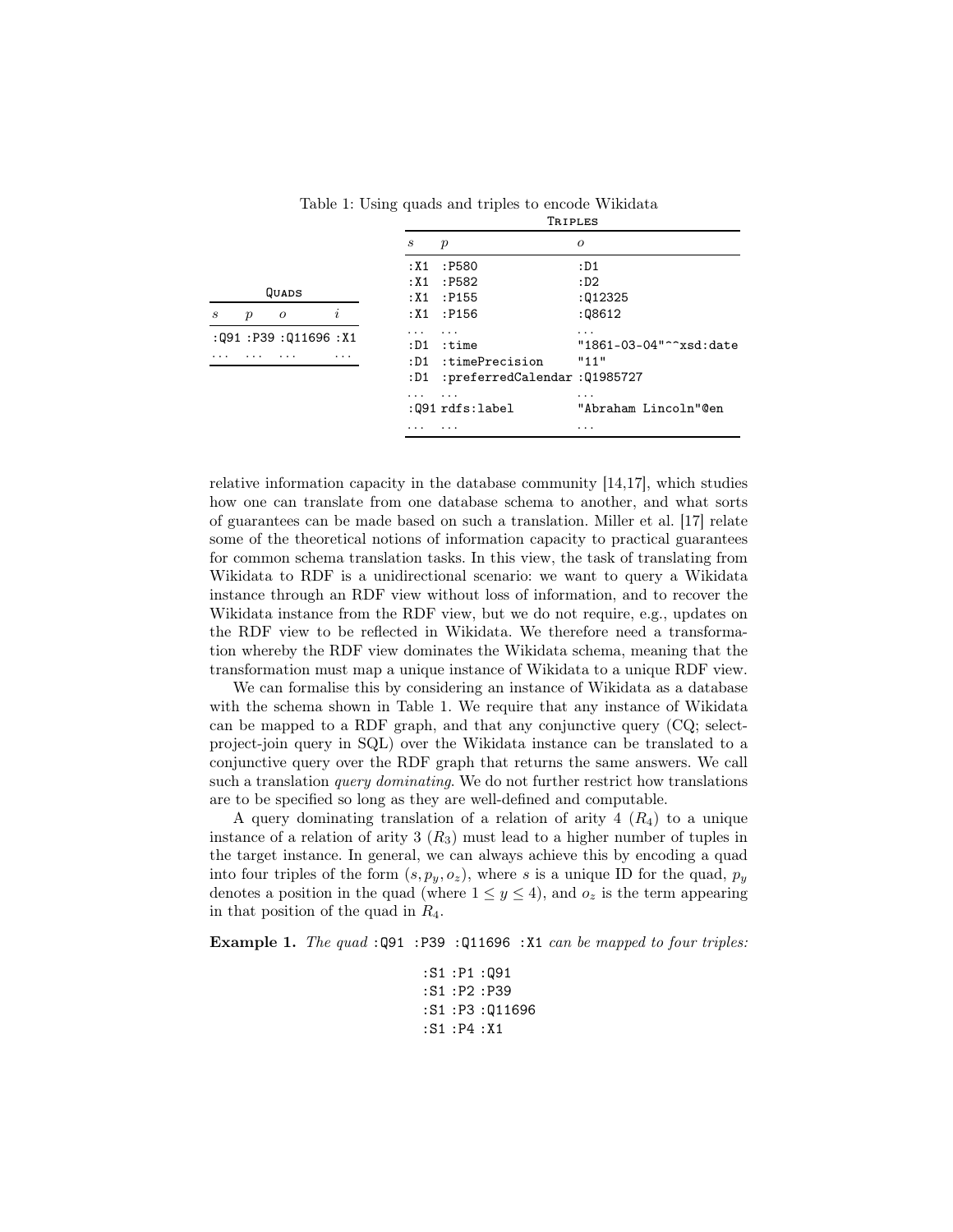Table 1: Using quads and triples to encode Wikidata

**Quads**

| $s$ | $p$ | $o$ | $i$ |
|---|---|---|---|
| :Q91 | :P39 | :Q11696 | :X1 |
| ... | ... | ... | ... |

**Triples**

| $s$ | $p$ | $o$ |
|---|---|---|
| :X1 | :P580 | :D1 |
| :X1 | :P582 | :D2 |
| :X1 | :P155 | :Q12325 |
| :X1 | :P156 | :Q8612 |
| ... | ... | ... |
| :D1 | :time | "1861-03-04"^^xsd:date |
| :D1 | :timePrecision | "11" |
| :D1 | :preferredCalendar | :Q1985727 |
| ... | ... | ... |
| :Q91 | rdfs:label | "Abraham Lincoln"@en |
| ... | ... | ... |

relative information capacity in the database community [14,17], which studies how one can translate from one database schema to another, and what sorts of guarantees can be made based on such a translation. Miller et al. [17] relate some of the theoretical notions of information capacity to practical guarantees for common schema translation tasks. In this view, the task of translating from Wikidata to RDF is a unidirectional scenario: we want to query a Wikidata instance through an RDF view without loss of information, and to recover the Wikidata instance from the RDF view, but we do not require, e.g., updates on the RDF view to be reflected in Wikidata. We therefore need a transformation whereby the RDF view dominates the Wikidata schema, meaning that the transformation must map a unique instance of Wikidata to a unique RDF view.

We can formalise this by considering an instance of Wikidata as a database with the schema shown in Table 1. We require that any instance of Wikidata can be mapped to a RDF graph, and that any conjunctive query (CQ; select-project-join query in SQL) over the Wikidata instance can be translated to a conjunctive query over the RDF graph that returns the same answers. We call such a translation *query dominating*. We do not further restrict how translations are to be specified so long as they are well-defined and computable.

A query dominating translation of a relation of arity 4 ($R_4$) to a unique instance of a relation of arity 3 ($R_3$) must lead to a higher number of tuples in the target instance. In general, we can always achieve this by encoding a quad into four triples of the form $(s, p_y, o_z)$, where $s$ is a unique ID for the quad, $p_y$ denotes a position in the quad (where $1 \leq y \leq 4$), and $o_z$ is the term appearing in that position of the quad in $R_4$.

**Example 1.** *The quad* :Q91 :P39 :Q11696 :X1 *can be mapped to four triples:*

```
:S1 :P1 :Q91
:S1 :P2 :P39
:S1 :P3 :Q11696
:S1 :P4 :X1
```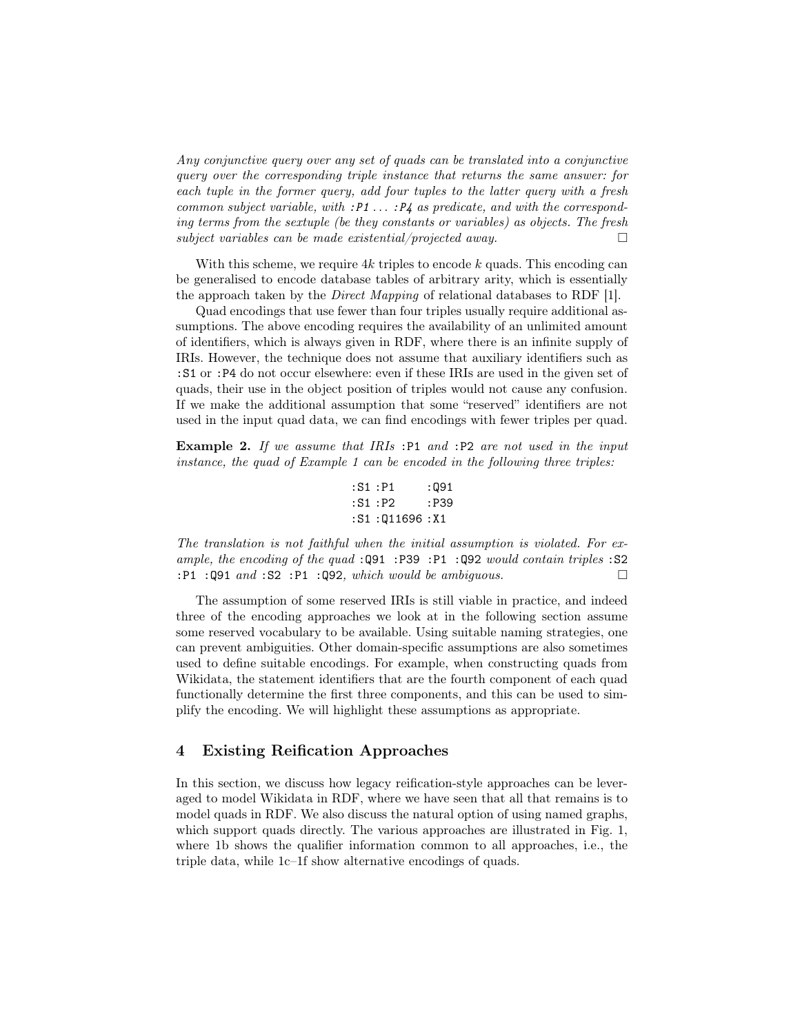*Any conjunctive query over any set of quads can be translated into a conjunctive query over the corresponding triple instance that returns the same answer: for each tuple in the former query, add four tuples to the latter query with a fresh common subject variable, with `:P1` ... `:P4` as predicate, and with the corresponding terms from the sextuple (be they constants or variables) as objects. The fresh subject variables can be made existential/projected away.* □

With this scheme, we require $4k$ triples to encode $k$ quads. This encoding can be generalised to encode database tables of arbitrary arity, which is essentially the approach taken by the *Direct Mapping* of relational databases to RDF [1].

Quad encodings that use fewer than four triples usually require additional assumptions. The above encoding requires the availability of an unlimited amount of identifiers, which is always given in RDF, where there is an infinite supply of IRIs. However, the technique does not assume that auxiliary identifiers such as `:S1` or `:P4` do not occur elsewhere: even if these IRIs are used in the given set of quads, their use in the object position of triples would not cause any confusion. If we make the additional assumption that some "reserved" identifiers are not used in the input quad data, we can find encodings with fewer triples per quad.

**Example 2.** *If we assume that IRIs* `:P1` *and* `:P2` *are not used in the input instance, the quad of Example 1 can be encoded in the following three triples:*

```
:S1 :P1     :Q91
:S1 :P2     :P39
:S1 :Q11696 :X1
```

*The translation is not faithful when the initial assumption is violated. For example, the encoding of the quad* `:Q91 :P39 :P1 :Q92` *would contain triples* `:S2 :P1 :Q91` *and* `:S2 :P1 :Q92`*, which would be ambiguous.* □

The assumption of some reserved IRIs is still viable in practice, and indeed three of the encoding approaches we look at in the following section assume some reserved vocabulary to be available. Using suitable naming strategies, one can prevent ambiguities. Other domain-specific assumptions are also sometimes used to define suitable encodings. For example, when constructing quads from Wikidata, the statement identifiers that are the fourth component of each quad functionally determine the first three components, and this can be used to simplify the encoding. We will highlight these assumptions as appropriate.

## 4 Existing Reification Approaches

In this section, we discuss how legacy reification-style approaches can be leveraged to model Wikidata in RDF, where we have seen that all that remains is to model quads in RDF. We also discuss the natural option of using named graphs, which support quads directly. The various approaches are illustrated in Fig. 1, where 1b shows the qualifier information common to all approaches, i.e., the triple data, while 1c–1f show alternative encodings of quads.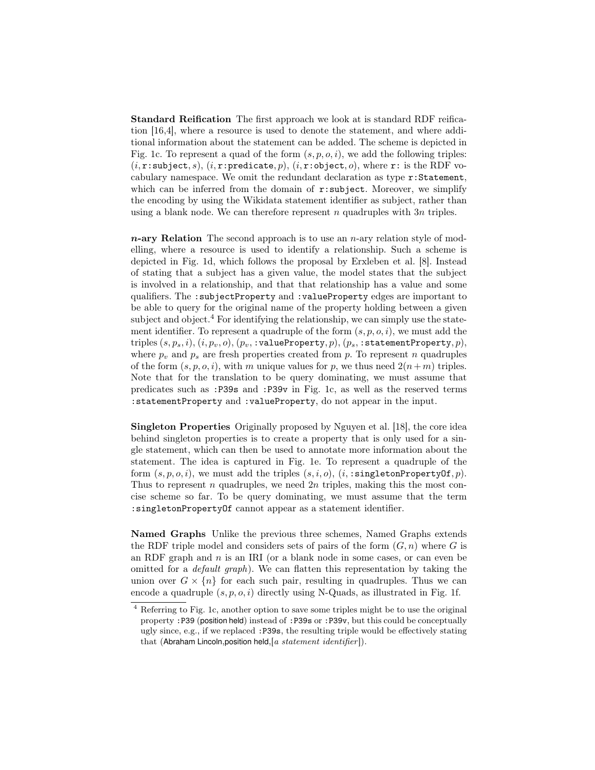**Standard Reification** The first approach we look at is standard RDF reification [16,4], where a resource is used to denote the statement, and where additional information about the statement can be added. The scheme is depicted in Fig. 1c. To represent a quad of the form $(s, p, o, i)$, we add the following triples: $(i, \texttt{r:subject}, s)$, $(i, \texttt{r:predicate}, p)$, $(i, \texttt{r:object}, o)$, where `r:` is the RDF vocabulary namespace. We omit the redundant declaration as type `r:Statement`, which can be inferred from the domain of `r:subject`. Moreover, we simplify the encoding by using the Wikidata statement identifier as subject, rather than using a blank node. We can therefore represent $n$ quadruples with $3n$ triples.

***n*-ary Relation** The second approach is to use an $n$-ary relation style of modelling, where a resource is used to identify a relationship. Such a scheme is depicted in Fig. 1d, which follows the proposal by Erxleben et al. [8]. Instead of stating that a subject has a given value, the model states that the subject is involved in a relationship, and that that relationship has a value and some qualifiers. The `:subjectProperty` and `:valueProperty` edges are important to be able to query for the original name of the property holding between a given subject and object.[4] For identifying the relationship, we can simply use the statement identifier. To represent a quadruple of the form $(s, p, o, i)$, we must add the triples $(s, p_s, i)$, $(i, p_v, o)$, $(p_v, \texttt{:valueProperty}, p)$, $(p_s, \texttt{:statementProperty}, p)$, where $p_v$ and $p_s$ are fresh properties created from $p$. To represent $n$ quadruples of the form $(s, p, o, i)$, with $m$ unique values for $p$, we thus need $2(n + m)$ triples. Note that for the translation to be query dominating, we must assume that predicates such as `:P39s` and `:P39v` in Fig. 1c, as well as the reserved terms `:statementProperty` and `:valueProperty`, do not appear in the input.

**Singleton Properties** Originally proposed by Nguyen et al. [18], the core idea behind singleton properties is to create a property that is only used for a single statement, which can then be used to annotate more information about the statement. The idea is captured in Fig. 1e. To represent a quadruple of the form $(s, p, o, i)$, we must add the triples $(s, i, o)$, $(i, \texttt{:singletonPropertyOf}, p)$. Thus to represent $n$ quadruples, we need $2n$ triples, making this the most concise scheme so far. To be query dominating, we must assume that the term `:singletonPropertyOf` cannot appear as a statement identifier.

**Named Graphs** Unlike the previous three schemes, Named Graphs extends the RDF triple model and considers sets of pairs of the form $(G, n)$ where $G$ is an RDF graph and $n$ is an IRI (or a blank node in some cases, or can even be omitted for a *default graph*). We can flatten this representation by taking the union over $G \times \{n\}$ for each such pair, resulting in quadruples. Thus we can encode a quadruple $(s, p, o, i)$ directly using N-Quads, as illustrated in Fig. 1f.

[4] Referring to Fig. 1c, another option to save some triples might be to use the original property `:P39` (position held) instead of `:P39s` or `:P39v`, but this could be conceptually ugly since, e.g., if we replaced `:P39s`, the resulting triple would be effectively stating that (Abraham Lincoln,position held,[*a statement identifier*]).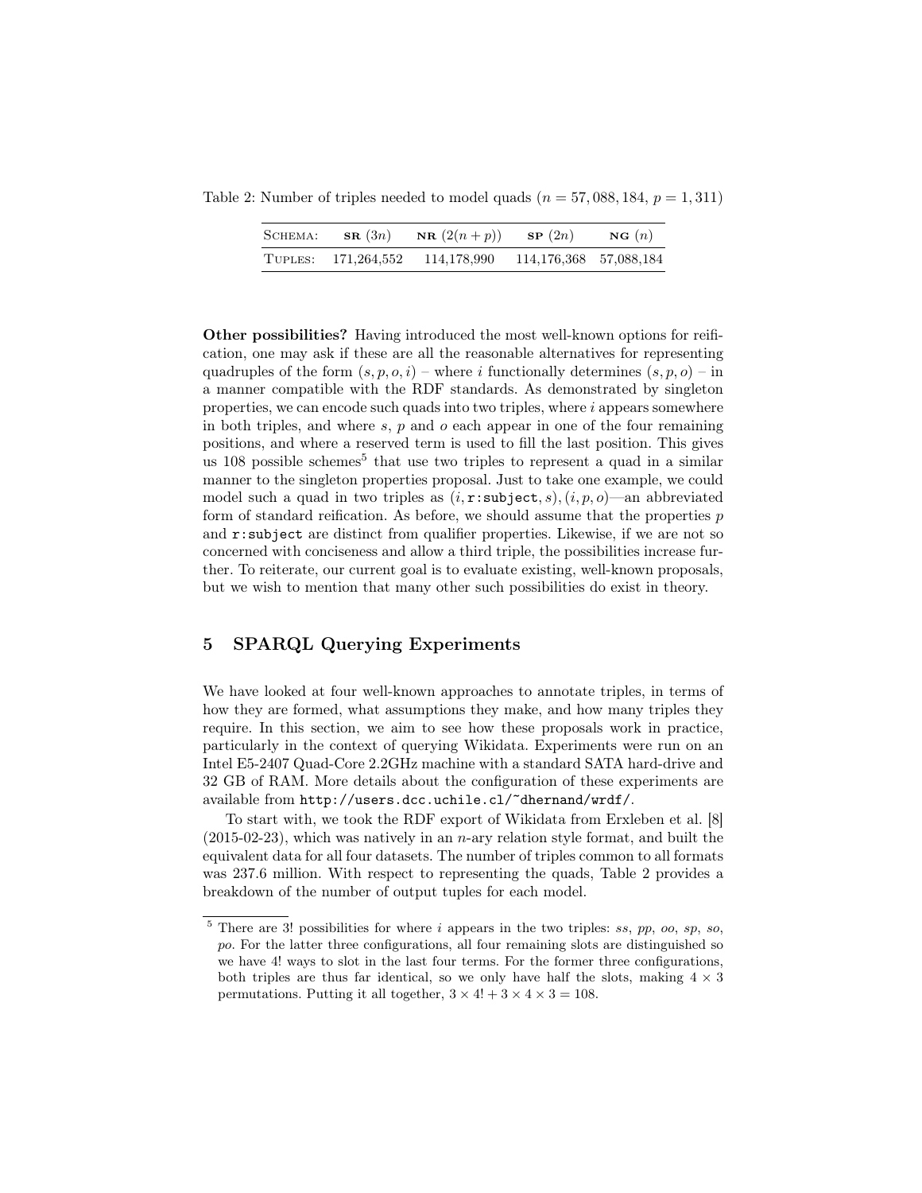Table 2: Number of triples needed to model quads ($n = 57,088,184$, $p = 1,311$)

| Schema: | **sr** ($3n$) | **nr** ($2(n+p)$) | **sp** ($2n$) | **ng** ($n$) |
|---|---|---|---|---|
| Tuples: | 171,264,552 | 114,178,990 | 114,176,368 | 57,088,184 |

**Other possibilities?** Having introduced the most well-known options for reification, one may ask if these are all the reasonable alternatives for representing quadruples of the form $(s, p, o, i)$ – where $i$ functionally determines $(s, p, o)$ – in a manner compatible with the RDF standards. As demonstrated by singleton properties, we can encode such quads into two triples, where $i$ appears somewhere in both triples, and where $s$, $p$ and $o$ each appear in one of the four remaining positions, and where a reserved term is used to fill the last position. This gives us 108 possible schemes[5] that use two triples to represent a quad in a similar manner to the singleton properties proposal. Just to take one example, we could model such a quad in two triples as $(i,$ `r:subject`$, s), (i, p, o)$—an abbreviated form of standard reification. As before, we should assume that the properties $p$ and `r:subject` are distinct from qualifier properties. Likewise, if we are not so concerned with conciseness and allow a third triple, the possibilities increase further. To reiterate, our current goal is to evaluate existing, well-known proposals, but we wish to mention that many other such possibilities do exist in theory.

## 5 SPARQL Querying Experiments

We have looked at four well-known approaches to annotate triples, in terms of how they are formed, what assumptions they make, and how many triples they require. In this section, we aim to see how these proposals work in practice, particularly in the context of querying Wikidata. Experiments were run on an Intel E5-2407 Quad-Core 2.2GHz machine with a standard SATA hard-drive and 32 GB of RAM. More details about the configuration of these experiments are available from `http://users.dcc.uchile.cl/~dhernand/wrdf/`.

To start with, we took the RDF export of Wikidata from Erxleben et al. [8] (2015-02-23), which was natively in an $n$-ary relation style format, and built the equivalent data for all four datasets. The number of triples common to all formats was 237.6 million. With respect to representing the quads, Table 2 provides a breakdown of the number of output tuples for each model.

---

[5] There are 3! possibilities for where $i$ appears in the two triples: *ss*, *pp*, *oo*, *sp*, *so*, *po*. For the latter three configurations, all four remaining slots are distinguished so we have 4! ways to slot in the last four terms. For the former three configurations, both triples are thus far identical, so we only have half the slots, making $4 \times 3$ permutations. Putting it all together, $3 \times 4! + 3 \times 4 \times 3 = 108$.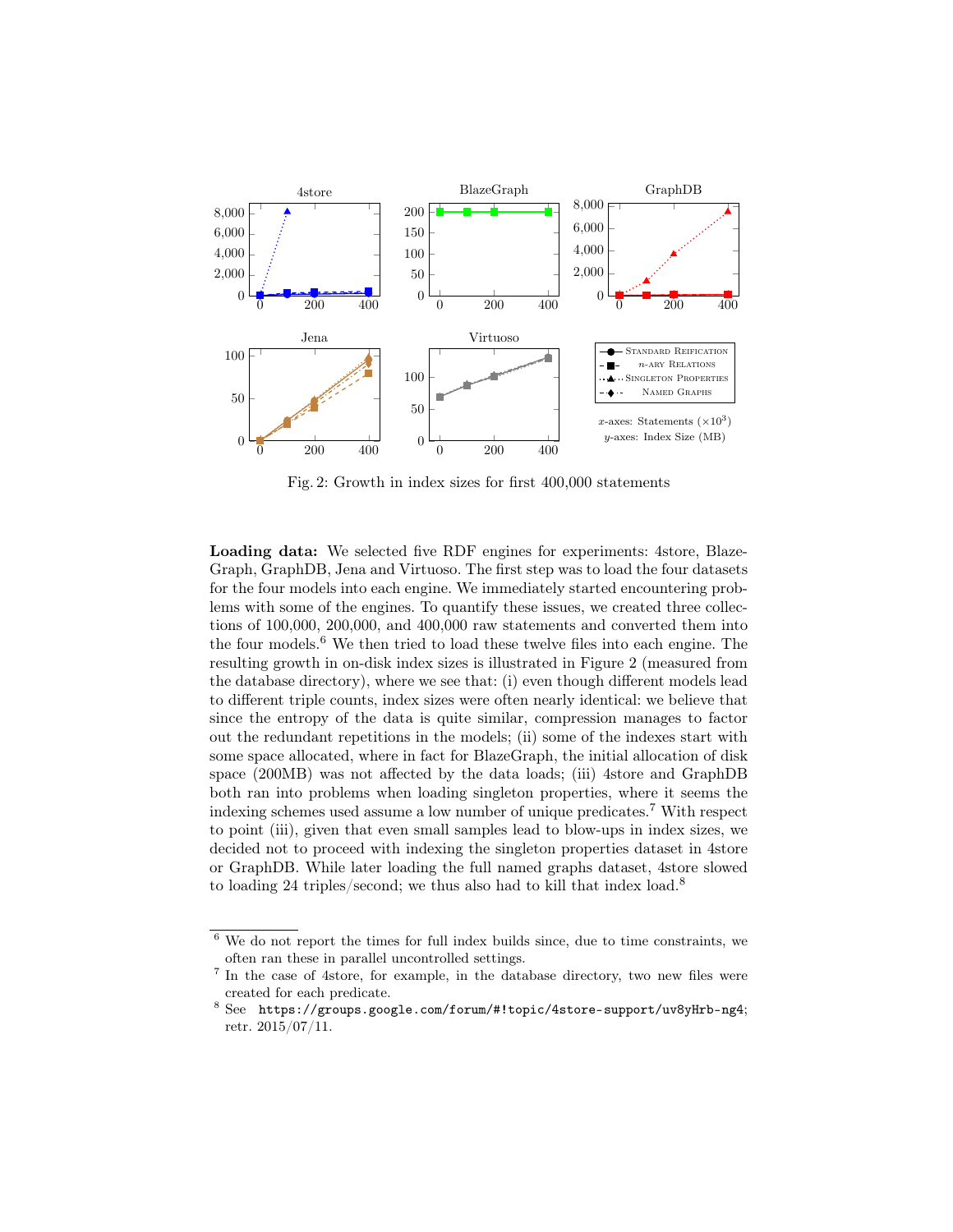Fig. 2: Growth in index sizes for first 400,000 statements

**Loading data:** We selected five RDF engines for experiments: 4store, BlazeGraph, GraphDB, Jena and Virtuoso. The first step was to load the four datasets for the four models into each engine. We immediately started encountering problems with some of the engines. To quantify these issues, we created three collections of 100,000, 200,000, and 400,000 raw statements and converted them into the four models.[6] We then tried to load these twelve files into each engine. The resulting growth in on-disk index sizes is illustrated in Figure 2 (measured from the database directory), where we see that: (i) even though different models lead to different triple counts, index sizes were often nearly identical: we believe that since the entropy of the data is quite similar, compression manages to factor out the redundant repetitions in the models; (ii) some of the indexes start with some space allocated, where in fact for BlazeGraph, the initial allocation of disk space (200MB) was not affected by the data loads; (iii) 4store and GraphDB both ran into problems when loading singleton properties, where it seems the indexing schemes used assume a low number of unique predicates.[7] With respect to point (iii), given that even small samples lead to blow-ups in index sizes, we decided not to proceed with indexing the singleton properties dataset in 4store or GraphDB. While later loading the full named graphs dataset, 4store slowed to loading 24 triples/second; we thus also had to kill that index load.[8]

---

[6] We do not report the times for full index builds since, due to time constraints, we often ran these in parallel uncontrolled settings.

[7] In the case of 4store, for example, in the database directory, two new files were created for each predicate.

[8] See `https://groups.google.com/forum/#!topic/4store-support/uv8yHrb-ng4`; retr. 2015/07/11.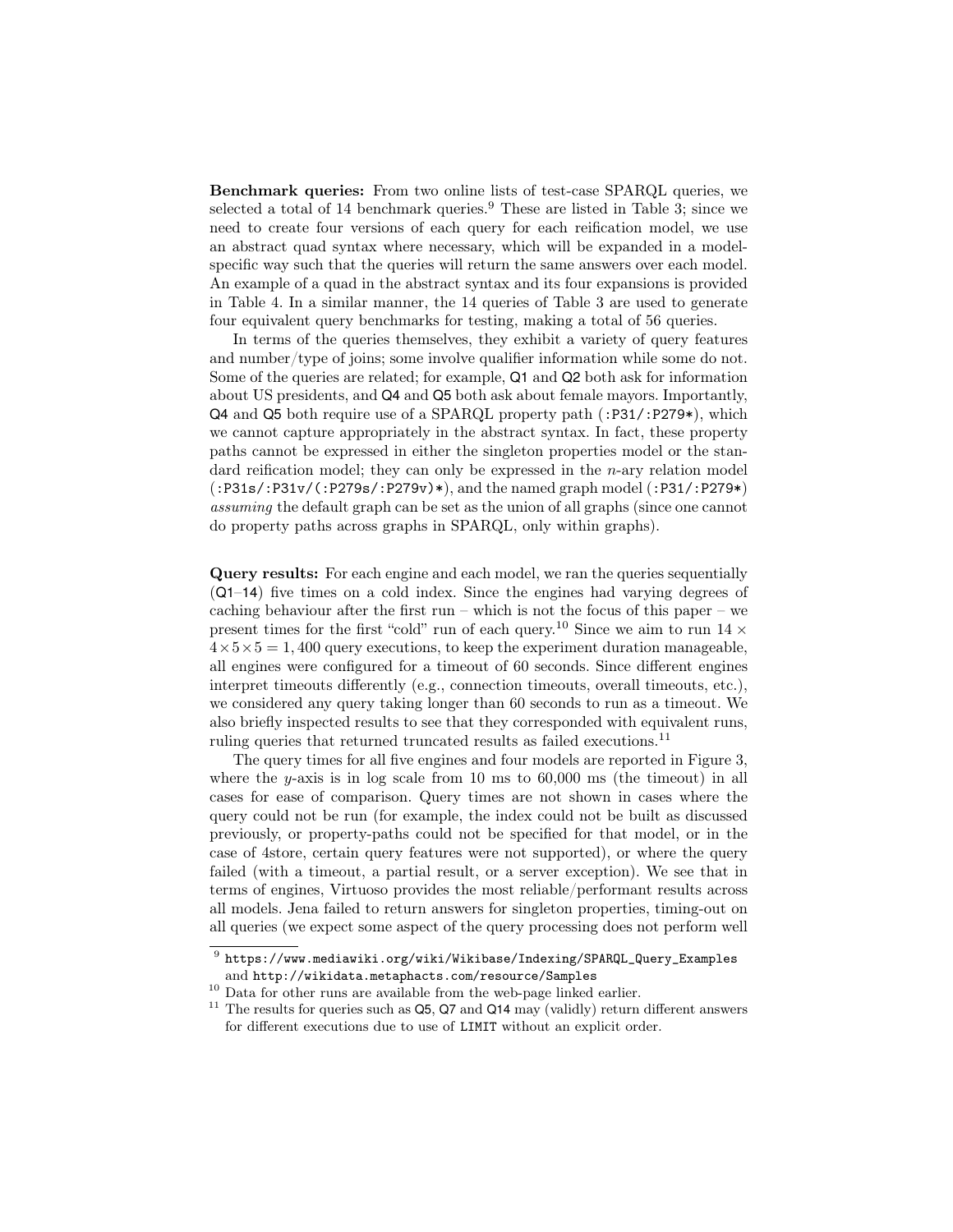**Benchmark queries:** From two online lists of test-case SPARQL queries, we selected a total of 14 benchmark queries.[9] These are listed in Table 3; since we need to create four versions of each query for each reification model, we use an abstract quad syntax where necessary, which will be expanded in a model-specific way such that the queries will return the same answers over each model. An example of a quad in the abstract syntax and its four expansions is provided in Table 4. In a similar manner, the 14 queries of Table 3 are used to generate four equivalent query benchmarks for testing, making a total of 56 queries.

In terms of the queries themselves, they exhibit a variety of query features and number/type of joins; some involve qualifier information while some do not. Some of the queries are related; for example, Q1 and Q2 both ask for information about US presidents, and Q4 and Q5 both ask about female mayors. Importantly, Q4 and Q5 both require use of a SPARQL property path (`:P31/:P279*`), which we cannot capture appropriately in the abstract syntax. In fact, these property paths cannot be expressed in either the singleton properties model or the standard reification model; they can only be expressed in the $n$-ary relation model (`:P31s/:P31v/(:P279s/:P279v)*`), and the named graph model (`:P31/:P279*`) *assuming* the default graph can be set as the union of all graphs (since one cannot do property paths across graphs in SPARQL, only within graphs).

**Query results:** For each engine and each model, we ran the queries sequentially (Q1–14) five times on a cold index. Since the engines had varying degrees of caching behaviour after the first run – which is not the focus of this paper – we present times for the first "cold" run of each query.[10] Since we aim to run $14 \times 4 \times 5 \times 5 = 1,400$ query executions, to keep the experiment duration manageable, all engines were configured for a timeout of 60 seconds. Since different engines interpret timeouts differently (e.g., connection timeouts, overall timeouts, etc.), we considered any query taking longer than 60 seconds to run as a timeout. We also briefly inspected results to see that they corresponded with equivalent runs, ruling queries that returned truncated results as failed executions.[11]

The query times for all five engines and four models are reported in Figure 3, where the $y$-axis is in log scale from 10 ms to 60,000 ms (the timeout) in all cases for ease of comparison. Query times are not shown in cases where the query could not be run (for example, the index could not be built as discussed previously, or property-paths could not be specified for that model, or in the case of 4store, certain query features were not supported), or where the query failed (with a timeout, a partial result, or a server exception). We see that in terms of engines, Virtuoso provides the most reliable/performant results across all models. Jena failed to return answers for singleton properties, timing-out on all queries (we expect some aspect of the query processing does not perform well

---

[9] `https://www.mediawiki.org/wiki/Wikibase/Indexing/SPARQL_Query_Examples` and `http://wikidata.metaphacts.com/resource/Samples`

[10] Data for other runs are available from the web-page linked earlier.

[11] The results for queries such as Q5, Q7 and Q14 may (validly) return different answers for different executions due to use of `LIMIT` without an explicit order.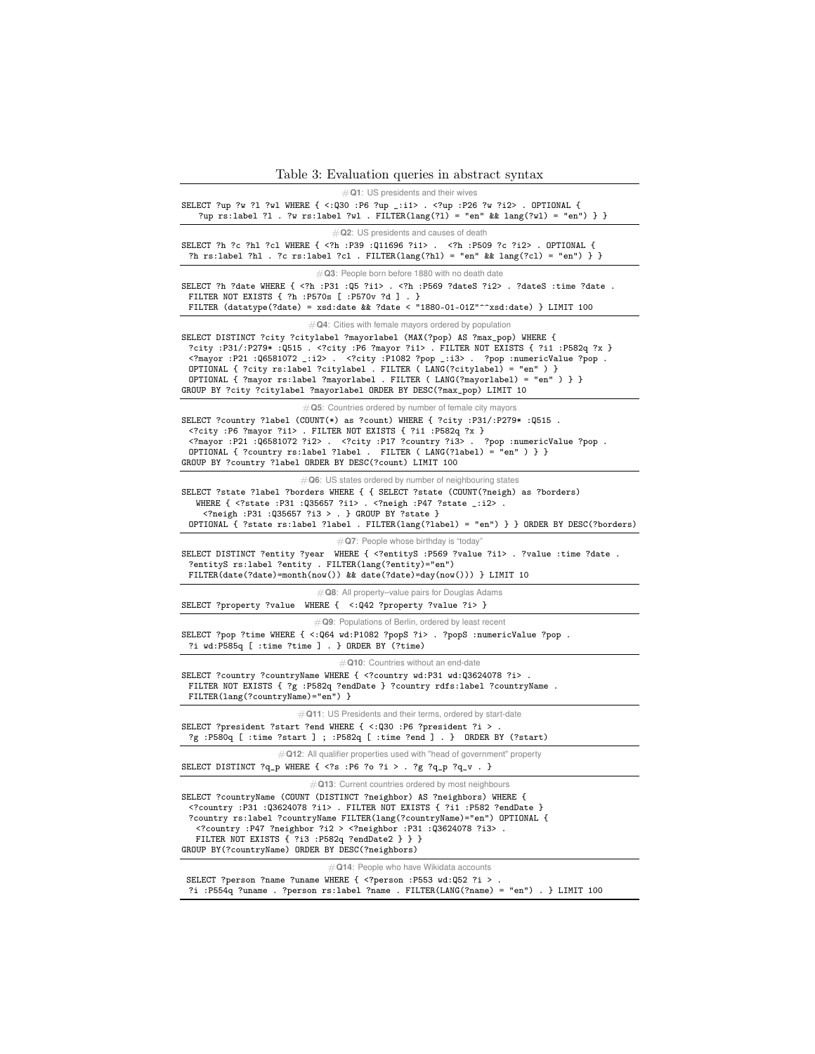Table 3: Evaluation queries in abstract syntax

#**Q1**: US presidents and their wives

```
SELECT ?up ?w ?l ?wl WHERE { <:Q30 :P6 ?up _:i1> . <?up :P26 ?w ?i2> . OPTIONAL {
   ?up rs:label ?l . ?w rs:label ?wl . FILTER(lang(?l) = "en" && lang(?wl) = "en") } }
```

#**Q2**: US presidents and causes of death

```
SELECT ?h ?c ?hl ?cl WHERE { <?h :P39 :Q11696 ?i1> . <?h :P509 ?c ?i2> . OPTIONAL {
 ?h rs:label ?hl . ?c rs:label ?cl . FILTER(lang(?hl) = "en" && lang(?cl) = "en") } }
```

#**Q3**: People born before 1880 with no death date

```
SELECT ?h ?date WHERE { <?h :P31 :Q5 ?i1> . <?h :P569 ?dateS ?i2> . ?dateS :time ?date .
 FILTER NOT EXISTS { ?h :P570s [ :P570v ?d ] . }
 FILTER (datatype(?date) = xsd:date && ?date < "1880-01-01Z"^^xsd:date) } LIMIT 100
```

#**Q4**: Cities with female mayors ordered by population

```
SELECT DISTINCT ?city ?citylabel ?mayorlabel (MAX(?pop) AS ?max_pop) WHERE {
 ?city :P31/:P279* :Q515 . <?city :P6 ?mayor ?i1> . FILTER NOT EXISTS { ?i1 :P582q ?x }
 <?mayor :P21 :Q6581072 _:i2> . <?city :P1082 ?pop _:i3> . ?pop :numericValue ?pop .
 OPTIONAL { ?city rs:label ?citylabel . FILTER ( LANG(?citylabel) = "en" ) }
 OPTIONAL { ?mayor rs:label ?mayorlabel . FILTER ( LANG(?mayorlabel) = "en" ) } }
GROUP BY ?city ?citylabel ?mayorlabel ORDER BY DESC(?max_pop) LIMIT 10
```

#**Q5**: Countries ordered by number of female city mayors

```
SELECT ?country ?label (COUNT(*) as ?count) WHERE { ?city :P31/:P279* :Q515 .
 <?city :P6 ?mayor ?i1> . FILTER NOT EXISTS { ?i1 :P582q ?x }
 <?mayor :P21 :Q6581072 ?i2> . <?city :P17 ?country ?i3> . ?pop :numericValue ?pop .
 OPTIONAL { ?country rs:label ?label . FILTER ( LANG(?label) = "en" ) } }
GROUP BY ?country ?label ORDER BY DESC(?count) LIMIT 100
```

#**Q6**: US states ordered by number of neighbouring states

```
SELECT ?state ?label ?borders WHERE { { SELECT ?state (COUNT(?neigh) as ?borders)
   WHERE { <?state :P31 :Q35657 ?i1> . <?neigh :P47 ?state _:i2> .
    <?neigh :P31 :Q35657 ?i3 > . } GROUP BY ?state }
 OPTIONAL { ?state rs:label ?label . FILTER(lang(?label) = "en") } } ORDER BY DESC(?borders)
```

#**Q7**: People whose birthday is "today"

```
SELECT DISTINCT ?entity ?year  WHERE { <?entityS :P569 ?value ?i1> . ?value :time ?date .
 ?entityS rs:label ?entity . FILTER(lang(?entity)="en")
 FILTER(date(?date)=month(now()) && date(?date)=day(now())) } LIMIT 10
```

#**Q8**: All property–value pairs for Douglas Adams

```
SELECT ?property ?value  WHERE {  <:Q42 ?property ?value ?i> }
```

#**Q9**: Populations of Berlin, ordered by least recent

```
SELECT ?pop ?time WHERE { <:Q64 wd:P1082 ?popS ?i> . ?popS :numericValue ?pop .
 ?i wd:P585q [ :time ?time ] . } ORDER BY (?time)
```

#**Q10**: Countries without an end-date

```
SELECT ?country ?countryName WHERE { <?country wd:P31 wd:Q3624078 ?i> .
 FILTER NOT EXISTS { ?g :P582q ?endDate } ?country rdfs:label ?countryName .
 FILTER(lang(?countryName)="en") }
```

#**Q11**: US Presidents and their terms, ordered by start-date

```
SELECT ?president ?start ?end WHERE { <:Q30 :P6 ?president ?i > .
 ?g :P580q [ :time ?start ] ; :P582q [ :time ?end ] . }  ORDER BY (?start)
```

#**Q12**: All qualifier properties used with "head of government" property

```
SELECT DISTINCT ?q_p WHERE { <?s :P6 ?o ?i > . ?g ?q_p ?q_v . }
```

#**Q13**: Current countries ordered by most neighbours

```
SELECT ?countryName (COUNT (DISTINCT ?neighbor) AS ?neighbors) WHERE {
 <?country :P31 :Q3624078 ?i1> . FILTER NOT EXISTS { ?i1 :P582 ?endDate }
 ?country rs:label ?countryName FILTER(lang(?countryName)="en") OPTIONAL {
  <?country :P47 ?neighbor ?i2 > <?neighbor :P31 :Q3624078 ?i3> .
  FILTER NOT EXISTS { ?i3 :P582q ?endDate2 } } }
GROUP BY(?countryName) ORDER BY DESC(?neighbors)
```

#**Q14**: People who have Wikidata accounts

```
SELECT ?person ?name ?uname WHERE { <?person :P553 wd:Q52 ?i > .
 ?i :P554q ?uname . ?person rs:label ?name . FILTER(LANG(?name) = "en") . } LIMIT 100
```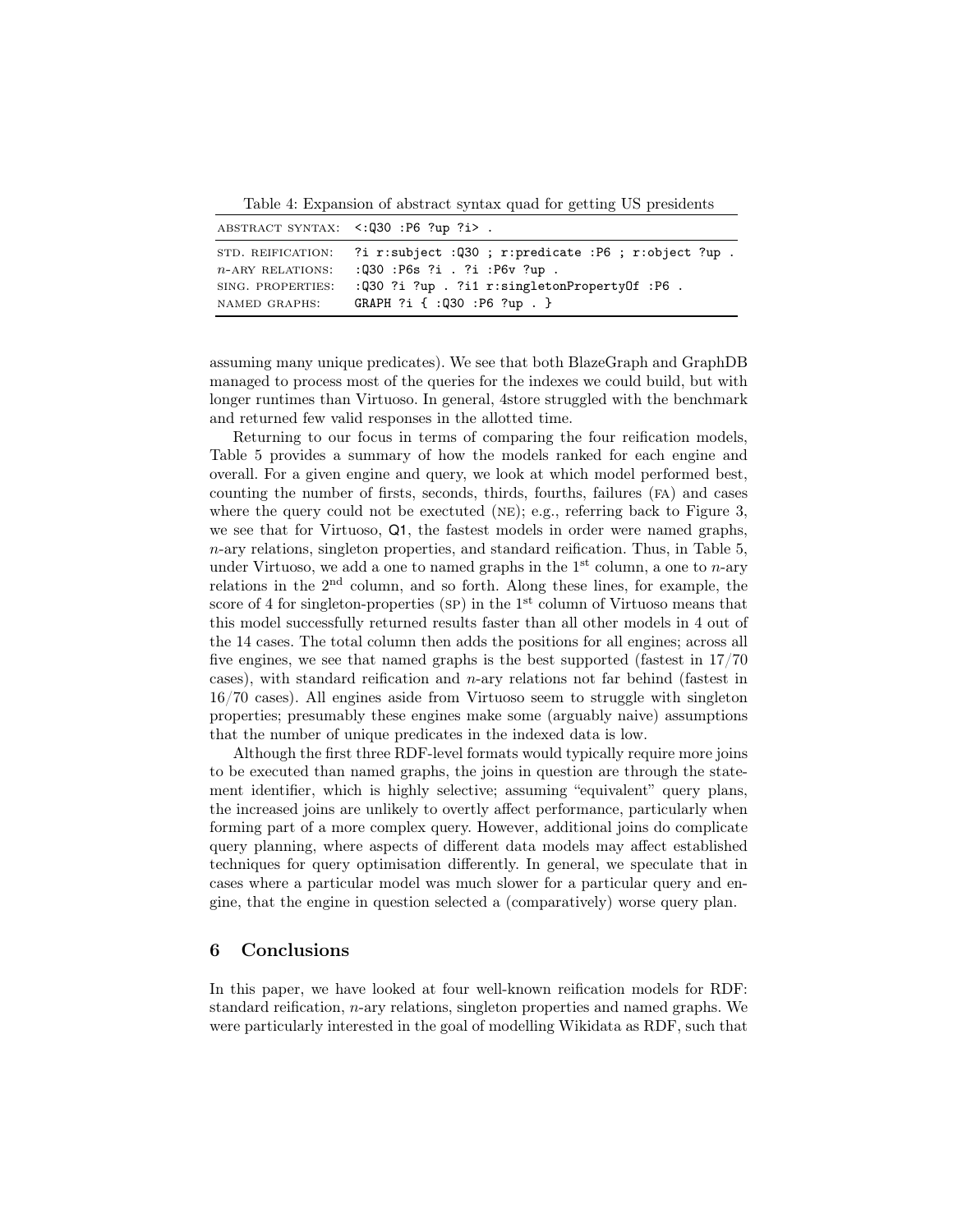Table 4: Expansion of abstract syntax quad for getting US presidents

| ABSTRACT SYNTAX: | `<:Q30 :P6 ?up ?i> .` |
|---|---|
| STD. REIFICATION: | `?i r:subject :Q30 ; r:predicate :P6 ; r:object ?up .` |
| *n*-ARY RELATIONS: | `:Q30 :P6s ?i . ?i :P6v ?up .` |
| SING. PROPERTIES: | `:Q30 ?i ?up . ?i1 r:singletonPropertyOf :P6 .` |
| NAMED GRAPHS: | `GRAPH ?i { :Q30 :P6 ?up . }` |

assuming many unique predicates). We see that both BlazeGraph and GraphDB managed to process most of the queries for the indexes we could build, but with longer runtimes than Virtuoso. In general, 4store struggled with the benchmark and returned few valid responses in the allotted time.

Returning to our focus in terms of comparing the four reification models, Table 5 provides a summary of how the models ranked for each engine and overall. For a given engine and query, we look at which model performed best, counting the number of firsts, seconds, thirds, fourths, failures (FA) and cases where the query could not be exectuted (NE); e.g., referring back to Figure 3, we see that for Virtuoso, Q1, the fastest models in order were named graphs, *n*-ary relations, singleton properties, and standard reification. Thus, in Table 5, under Virtuoso, we add a one to named graphs in the 1st column, a one to *n*-ary relations in the 2nd column, and so forth. Along these lines, for example, the score of 4 for singleton-properties (SP) in the 1st column of Virtuoso means that this model successfully returned results faster than all other models in 4 out of the 14 cases. The total column then adds the positions for all engines; across all five engines, we see that named graphs is the best supported (fastest in 17/70 cases), with standard reification and *n*-ary relations not far behind (fastest in 16/70 cases). All engines aside from Virtuoso seem to struggle with singleton properties; presumably these engines make some (arguably naive) assumptions that the number of unique predicates in the indexed data is low.

Although the first three RDF-level formats would typically require more joins to be executed than named graphs, the joins in question are through the statement identifier, which is highly selective; assuming "equivalent" query plans, the increased joins are unlikely to overtly affect performance, particularly when forming part of a more complex query. However, additional joins do complicate query planning, where aspects of different data models may affect established techniques for query optimisation differently. In general, we speculate that in cases where a particular model was much slower for a particular query and engine, that the engine in question selected a (comparatively) worse query plan.

## 6 Conclusions

In this paper, we have looked at four well-known reification models for RDF: standard reification, *n*-ary relations, singleton properties and named graphs. We were particularly interested in the goal of modelling Wikidata as RDF, such that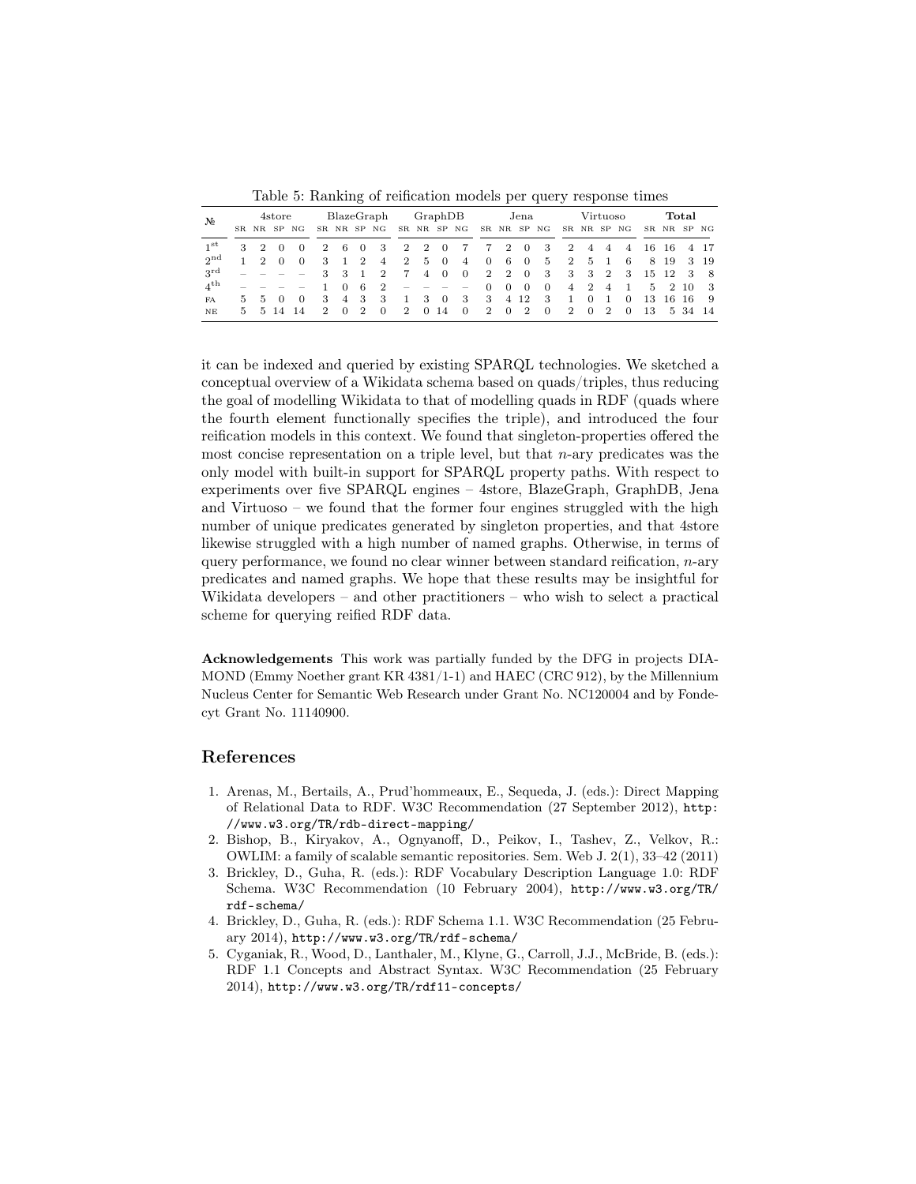Table 5: Ranking of reification models per query response times

| № | 4store | | | | BlazeGraph | | | | GraphDB | | | | Jena | | | | Virtuoso | | | | **Total** | | | |
|---|---|---|---|---|---|---|---|---|---|---|---|---|---|---|---|---|---|---|---|---|---|---|---|---|
| | SR | NR | SP | NG | SR | NR | SP | NG | SR | NR | SP | NG | SR | NR | SP | NG | SR | NR | SP | NG | SR | NR | SP | NG |
| 1st | 3 | 2 | 0 | 0 | 2 | 6 | 0 | 3 | 2 | 2 | 0 | 7 | 7 | 2 | 0 | 3 | 2 | 4 | 4 | 4 | 16 | 16 | 4 | 17 |
| 2nd | 1 | 2 | 0 | 0 | 3 | 1 | 2 | 4 | 2 | 5 | 0 | 4 | 0 | 6 | 0 | 5 | 2 | 5 | 1 | 6 | 8 | 19 | 3 | 19 |
| 3rd | – | – | – | – | 3 | 3 | 1 | 2 | 7 | 4 | 0 | 0 | 2 | 2 | 0 | 3 | 3 | 3 | 2 | 3 | 15 | 12 | 3 | 8 |
| 4th | – | – | – | – | 1 | 0 | 6 | 2 | – | – | – | – | 0 | 0 | 0 | 0 | 4 | 2 | 4 | 1 | 5 | 2 | 10 | 3 |
| FA | 5 | 5 | 0 | 0 | 3 | 4 | 3 | 3 | 1 | 3 | 0 | 3 | 3 | 4 | 12 | 3 | 1 | 0 | 1 | 0 | 13 | 16 | 16 | 9 |
| NE | 5 | 5 | 14 | 14 | 2 | 0 | 2 | 0 | 2 | 0 | 14 | 0 | 2 | 0 | 2 | 0 | 2 | 0 | 2 | 0 | 13 | 5 | 34 | 14 |

it can be indexed and queried by existing SPARQL technologies. We sketched a conceptual overview of a Wikidata schema based on quads/triples, thus reducing the goal of modelling Wikidata to that of modelling quads in RDF (quads where the fourth element functionally specifies the triple), and introduced the four reification models in this context. We found that singleton-properties offered the most concise representation on a triple level, but that $n$-ary predicates was the only model with built-in support for SPARQL property paths. With respect to experiments over five SPARQL engines – 4store, BlazeGraph, GraphDB, Jena and Virtuoso – we found that the former four engines struggled with the high number of unique predicates generated by singleton properties, and that 4store likewise struggled with a high number of named graphs. Otherwise, in terms of query performance, we found no clear winner between standard reification, $n$-ary predicates and named graphs. We hope that these results may be insightful for Wikidata developers – and other practitioners – who wish to select a practical scheme for querying reified RDF data.

**Acknowledgements** This work was partially funded by the DFG in projects DIAMOND (Emmy Noether grant KR 4381/1-1) and HAEC (CRC 912), by the Millennium Nucleus Center for Semantic Web Research under Grant No. NC120004 and by Fondecyt Grant No. 11140900.

## References

1. Arenas, M., Bertails, A., Prud'hommeaux, E., Sequeda, J. (eds.): Direct Mapping of Relational Data to RDF. W3C Recommendation (27 September 2012), `http://www.w3.org/TR/rdb-direct-mapping/`
2. Bishop, B., Kiryakov, A., Ognyanoff, D., Peikov, I., Tashev, Z., Velkov, R.: OWLIM: a family of scalable semantic repositories. Sem. Web J. 2(1), 33–42 (2011)
3. Brickley, D., Guha, R. (eds.): RDF Vocabulary Description Language 1.0: RDF Schema. W3C Recommendation (10 February 2004), `http://www.w3.org/TR/rdf-schema/`
4. Brickley, D., Guha, R. (eds.): RDF Schema 1.1. W3C Recommendation (25 February 2014), `http://www.w3.org/TR/rdf-schema/`
5. Cyganiak, R., Wood, D., Lanthaler, M., Klyne, G., Carroll, J.J., McBride, B. (eds.): RDF 1.1 Concepts and Abstract Syntax. W3C Recommendation (25 February 2014), `http://www.w3.org/TR/rdf11-concepts/`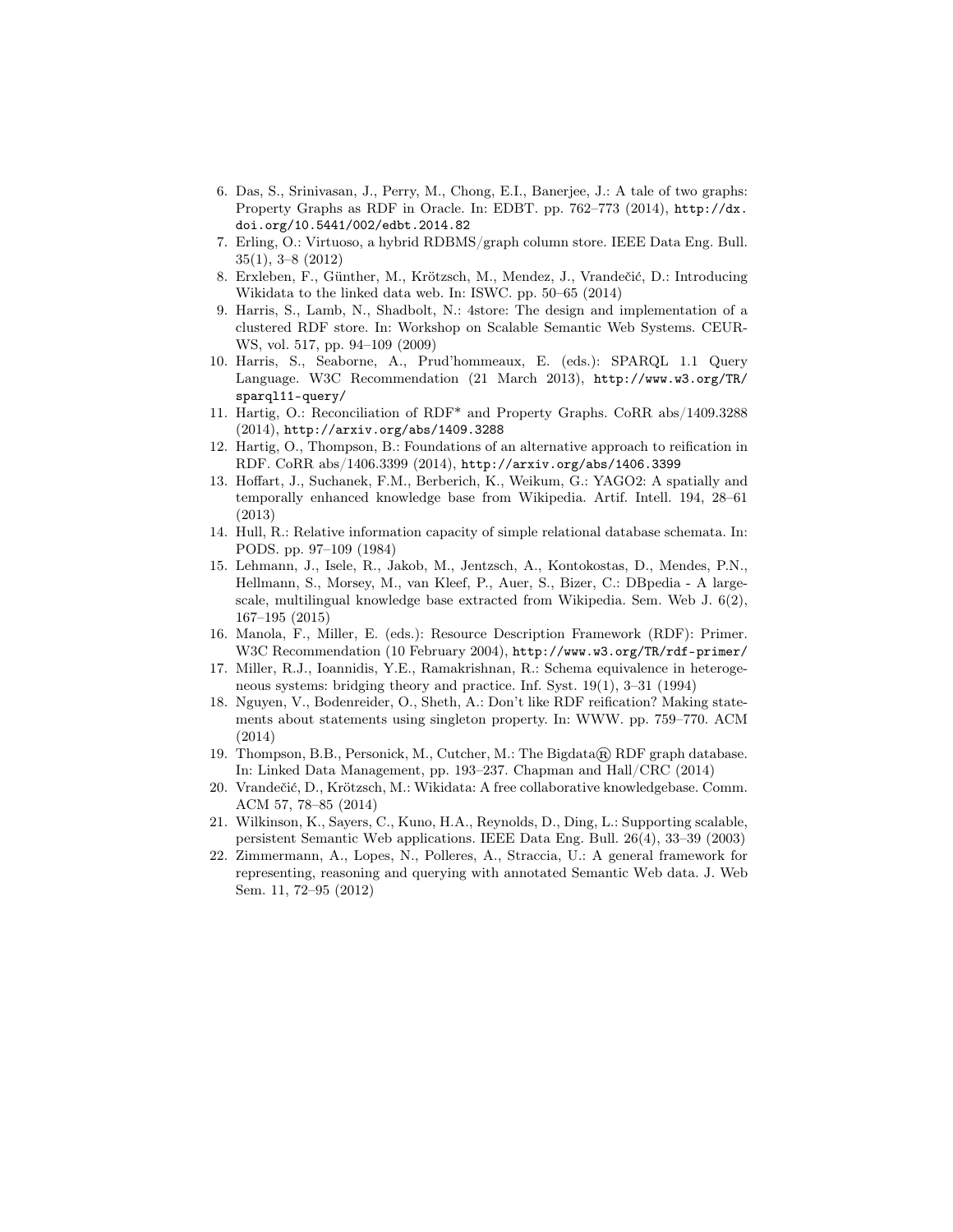6. Das, S., Srinivasan, J., Perry, M., Chong, E.I., Banerjee, J.: A tale of two graphs: Property Graphs as RDF in Oracle. In: EDBT. pp. 762–773 (2014), http://dx.doi.org/10.5441/002/edbt.2014.82
7. Erling, O.: Virtuoso, a hybrid RDBMS/graph column store. IEEE Data Eng. Bull. 35(1), 3–8 (2012)
8. Erxleben, F., Günther, M., Krötzsch, M., Mendez, J., Vrandečić, D.: Introducing Wikidata to the linked data web. In: ISWC. pp. 50–65 (2014)
9. Harris, S., Lamb, N., Shadbolt, N.: 4store: The design and implementation of a clustered RDF store. In: Workshop on Scalable Semantic Web Systems. CEUR-WS, vol. 517, pp. 94–109 (2009)
10. Harris, S., Seaborne, A., Prud'hommeaux, E. (eds.): SPARQL 1.1 Query Language. W3C Recommendation (21 March 2013), http://www.w3.org/TR/sparql11-query/
11. Hartig, O.: Reconciliation of RDF* and Property Graphs. CoRR abs/1409.3288 (2014), http://arxiv.org/abs/1409.3288
12. Hartig, O., Thompson, B.: Foundations of an alternative approach to reification in RDF. CoRR abs/1406.3399 (2014), http://arxiv.org/abs/1406.3399
13. Hoffart, J., Suchanek, F.M., Berberich, K., Weikum, G.: YAGO2: A spatially and temporally enhanced knowledge base from Wikipedia. Artif. Intell. 194, 28–61 (2013)
14. Hull, R.: Relative information capacity of simple relational database schemata. In: PODS. pp. 97–109 (1984)
15. Lehmann, J., Isele, R., Jakob, M., Jentzsch, A., Kontokostas, D., Mendes, P.N., Hellmann, S., Morsey, M., van Kleef, P., Auer, S., Bizer, C.: DBpedia - A large-scale, multilingual knowledge base extracted from Wikipedia. Sem. Web J. 6(2), 167–195 (2015)
16. Manola, F., Miller, E. (eds.): Resource Description Framework (RDF): Primer. W3C Recommendation (10 February 2004), http://www.w3.org/TR/rdf-primer/
17. Miller, R.J., Ioannidis, Y.E., Ramakrishnan, R.: Schema equivalence in heterogeneous systems: bridging theory and practice. Inf. Syst. 19(1), 3–31 (1994)
18. Nguyen, V., Bodenreider, O., Sheth, A.: Don't like RDF reification? Making statements about statements using singleton property. In: WWW. pp. 759–770. ACM (2014)
19. Thompson, B.B., Personick, M., Cutcher, M.: The Bigdata® RDF graph database. In: Linked Data Management, pp. 193–237. Chapman and Hall/CRC (2014)
20. Vrandečić, D., Krötzsch, M.: Wikidata: A free collaborative knowledgebase. Comm. ACM 57, 78–85 (2014)
21. Wilkinson, K., Sayers, C., Kuno, H.A., Reynolds, D., Ding, L.: Supporting scalable, persistent Semantic Web applications. IEEE Data Eng. Bull. 26(4), 33–39 (2003)
22. Zimmermann, A., Lopes, N., Polleres, A., Straccia, U.: A general framework for representing, reasoning and querying with annotated Semantic Web data. J. Web Sem. 11, 72–95 (2012)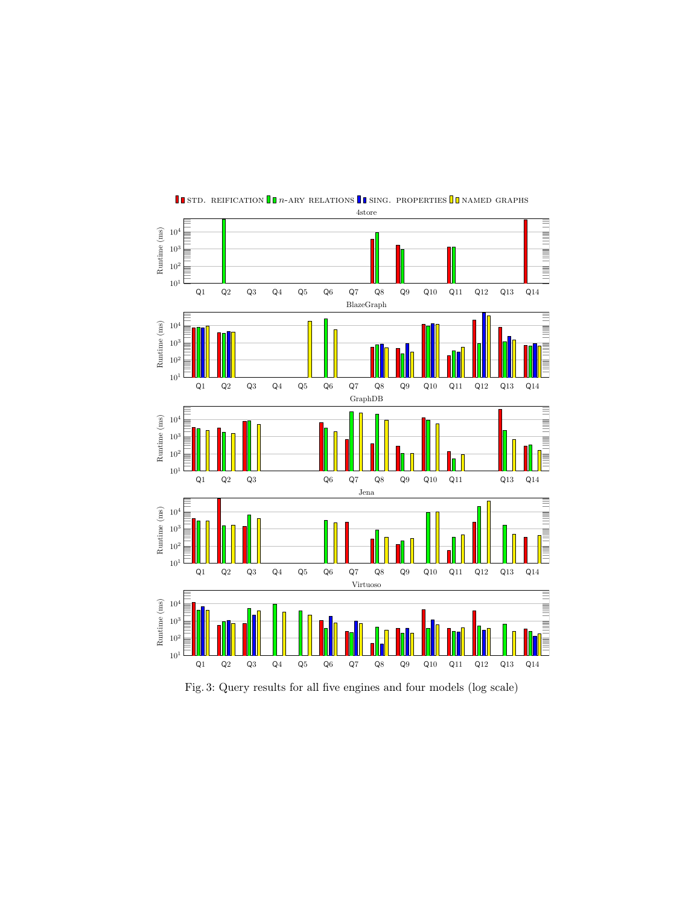STD. REIFICATION | $n$-ARY RELATIONS | SING. PROPERTIES | NAMED GRAPHS

4store

Runtime (ms)

$10^1$ $10^2$ $10^3$ $10^4$

Q1 Q2 Q3 Q4 Q5 Q6 Q7 Q8 Q9 Q10 Q11 Q12 Q13 Q14

BlazeGraph

Runtime (ms)

$10^1$ $10^2$ $10^3$ $10^4$

Q1 Q2 Q3 Q4 Q5 Q6 Q7 Q8 Q9 Q10 Q11 Q12 Q13 Q14

GraphDB

Runtime (ms)

$10^1$ $10^2$ $10^3$ $10^4$

Q1 Q2 Q3 Q6 Q7 Q8 Q9 Q10 Q11 Q13 Q14

Jena

Runtime (ms)

$10^1$ $10^2$ $10^3$ $10^4$

Q1 Q2 Q3 Q4 Q5 Q6 Q7 Q8 Q9 Q10 Q11 Q12 Q13 Q14

Virtuoso

Runtime (ms)

$10^1$ $10^2$ $10^3$ $10^4$

Q1 Q2 Q3 Q4 Q5 Q6 Q7 Q8 Q9 Q10 Q11 Q12 Q13 Q14

Fig. 3: Query results for all five engines and four models (log scale)